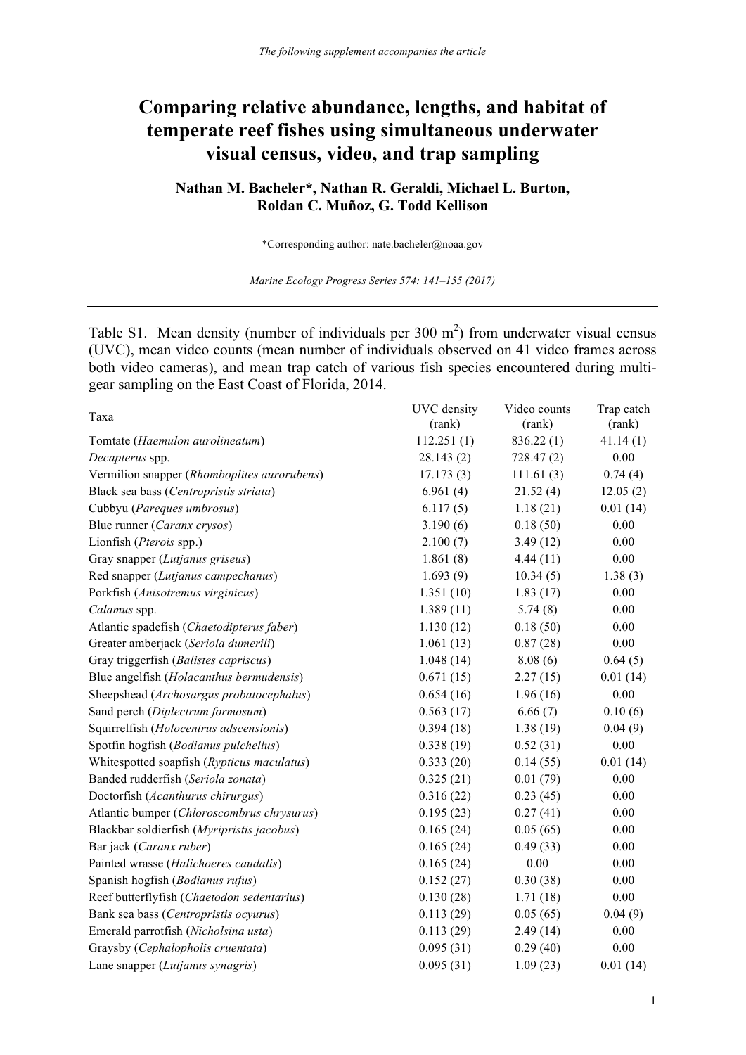*The following supplement accompanies the article*

# Comparing relative abundance, lengths, and habitat of temperate reef fishes using simultaneous underwater visual census, video, and trap sampling

**Nathan M. Bacheler\*, Nathan R. Geraldi, Michael L. Burton, Roldan C. Muñoz, G. Todd Kellison**

\*Corresponding author: nate.bacheler@noaa.gov

*Marine Ecology Progress Series 574: 141–155 (2017)*

---

Table S1. Mean density (number of individuals per 300 m$^2$) from underwater visual census (UVC), mean video counts (mean number of individuals observed on 41 video frames across both video cameras), and mean trap catch of various fish species encountered during multi-gear sampling on the East Coast of Florida, 2014.

| Taxa | UVC density (rank) | Video counts (rank) | Trap catch (rank) |
|---|---|---|---|
| Tomtate (*Haemulon aurolineatum*) | 112.251 (1) | 836.22 (1) | 41.14 (1) |
| *Decapterus* spp. | 28.143 (2) | 728.47 (2) | 0.00 |
| Vermilion snapper (*Rhomboplites aurorubens*) | 17.173 (3) | 111.61 (3) | 0.74 (4) |
| Black sea bass (*Centropristis striata*) | 6.961 (4) | 21.52 (4) | 12.05 (2) |
| Cubbyu (*Pareques umbrosus*) | 6.117 (5) | 1.18 (21) | 0.01 (14) |
| Blue runner (*Caranx crysos*) | 3.190 (6) | 0.18 (50) | 0.00 |
| Lionfish (*Pterois* spp.) | 2.100 (7) | 3.49 (12) | 0.00 |
| Gray snapper (*Lutjanus griseus*) | 1.861 (8) | 4.44 (11) | 0.00 |
| Red snapper (*Lutjanus campechanus*) | 1.693 (9) | 10.34 (5) | 1.38 (3) |
| Porkfish (*Anisotremus virginicus*) | 1.351 (10) | 1.83 (17) | 0.00 |
| *Calamus* spp. | 1.389 (11) | 5.74 (8) | 0.00 |
| Atlantic spadefish (*Chaetodipterus faber*) | 1.130 (12) | 0.18 (50) | 0.00 |
| Greater amberjack (*Seriola dumerili*) | 1.061 (13) | 0.87 (28) | 0.00 |
| Gray triggerfish (*Balistes capriscus*) | 1.048 (14) | 8.08 (6) | 0.64 (5) |
| Blue angelfish (*Holacanthus bermudensis*) | 0.671 (15) | 2.27 (15) | 0.01 (14) |
| Sheepshead (*Archosargus probatocephalus*) | 0.654 (16) | 1.96 (16) | 0.00 |
| Sand perch (*Diplectrum formosum*) | 0.563 (17) | 6.66 (7) | 0.10 (6) |
| Squirrelfish (*Holocentrus adscensionis*) | 0.394 (18) | 1.38 (19) | 0.04 (9) |
| Spotfin hogfish (*Bodianus pulchellus*) | 0.338 (19) | 0.52 (31) | 0.00 |
| Whitespotted soapfish (*Rypticus maculatus*) | 0.333 (20) | 0.14 (55) | 0.01 (14) |
| Banded rudderfish (*Seriola zonata*) | 0.325 (21) | 0.01 (79) | 0.00 |
| Doctorfish (*Acanthurus chirurgus*) | 0.316 (22) | 0.23 (45) | 0.00 |
| Atlantic bumper (*Chloroscombrus chrysurus*) | 0.195 (23) | 0.27 (41) | 0.00 |
| Blackbar soldierfish (*Myripristis jacobus*) | 0.165 (24) | 0.05 (65) | 0.00 |
| Bar jack (*Caranx ruber*) | 0.165 (24) | 0.49 (33) | 0.00 |
| Painted wrasse (*Halichoeres caudalis*) | 0.165 (24) | 0.00 | 0.00 |
| Spanish hogfish (*Bodianus rufus*) | 0.152 (27) | 0.30 (38) | 0.00 |
| Reef butterflyfish (*Chaetodon sedentarius*) | 0.130 (28) | 1.71 (18) | 0.00 |
| Bank sea bass (*Centropristis ocyurus*) | 0.113 (29) | 0.05 (65) | 0.04 (9) |
| Emerald parrotfish (*Nicholsina usta*) | 0.113 (29) | 2.49 (14) | 0.00 |
| Graysby (*Cephalopholis cruentata*) | 0.095 (31) | 0.29 (40) | 0.00 |
| Lane snapper (*Lutjanus synagris*) | 0.095 (31) | 1.09 (23) | 0.01 (14) |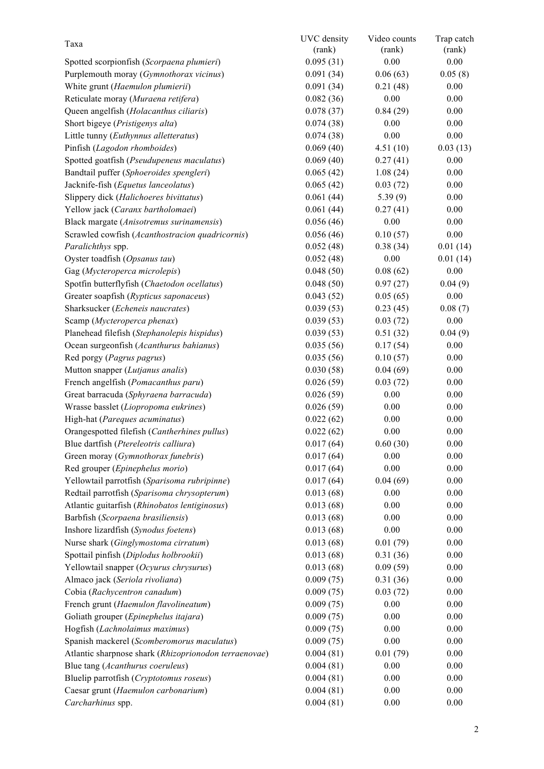| Taxa | UVC density (rank) | Video counts (rank) | Trap catch (rank) |
|---|---|---|---|
| Spotted scorpionfish (*Scorpaena plumieri*) | 0.095 (31) | 0.00 | 0.00 |
| Purplemouth moray (*Gymnothorax vicinus*) | 0.091 (34) | 0.06 (63) | 0.05 (8) |
| White grunt (*Haemulon plumierii*) | 0.091 (34) | 0.21 (48) | 0.00 |
| Reticulate moray (*Muraena retifera*) | 0.082 (36) | 0.00 | 0.00 |
| Queen angelfish (*Holacanthus ciliaris*) | 0.078 (37) | 0.84 (29) | 0.00 |
| Short bigeye (*Pristigenys alta*) | 0.074 (38) | 0.00 | 0.00 |
| Little tunny (*Euthynnus alletteratus*) | 0.074 (38) | 0.00 | 0.00 |
| Pinfish (*Lagodon rhomboides*) | 0.069 (40) | 4.51 (10) | 0.03 (13) |
| Spotted goatfish (*Pseudupeneus maculatus*) | 0.069 (40) | 0.27 (41) | 0.00 |
| Bandtail puffer (*Sphoeroides spengleri*) | 0.065 (42) | 1.08 (24) | 0.00 |
| Jacknife-fish (*Equetus lanceolatus*) | 0.065 (42) | 0.03 (72) | 0.00 |
| Slippery dick (*Halichoeres bivittatus*) | 0.061 (44) | 5.39 (9) | 0.00 |
| Yellow jack (*Caranx bartholomaei*) | 0.061 (44) | 0.27 (41) | 0.00 |
| Black margate (*Anisotremus surinamensis*) | 0.056 (46) | 0.00 | 0.00 |
| Scrawled cowfish (*Acanthostracion quadricornis*) | 0.056 (46) | 0.10 (57) | 0.00 |
| *Paralichthys* spp. | 0.052 (48) | 0.38 (34) | 0.01 (14) |
| Oyster toadfish (*Opsanus tau*) | 0.052 (48) | 0.00 | 0.01 (14) |
| Gag (*Mycteroperca microlepis*) | 0.048 (50) | 0.08 (62) | 0.00 |
| Spotfin butterflyfish (*Chaetodon ocellatus*) | 0.048 (50) | 0.97 (27) | 0.04 (9) |
| Greater soapfish (*Rypticus saponaceus*) | 0.043 (52) | 0.05 (65) | 0.00 |
| Sharksucker (*Echeneis naucrates*) | 0.039 (53) | 0.23 (45) | 0.08 (7) |
| Scamp (*Mycteroperca phenax*) | 0.039 (53) | 0.03 (72) | 0.00 |
| Planehead filefish (*Stephanolepis hispidus*) | 0.039 (53) | 0.51 (32) | 0.04 (9) |
| Ocean surgeonfish (*Acanthurus bahianus*) | 0.035 (56) | 0.17 (54) | 0.00 |
| Red porgy (*Pagrus pagrus*) | 0.035 (56) | 0.10 (57) | 0.00 |
| Mutton snapper (*Lutjanus analis*) | 0.030 (58) | 0.04 (69) | 0.00 |
| French angelfish (*Pomacanthus paru*) | 0.026 (59) | 0.03 (72) | 0.00 |
| Great barracuda (*Sphyraena barracuda*) | 0.026 (59) | 0.00 | 0.00 |
| Wrasse basslet (*Liopropoma eukrines*) | 0.026 (59) | 0.00 | 0.00 |
| High-hat (*Pareques acuminatus*) | 0.022 (62) | 0.00 | 0.00 |
| Orangespotted filefish (*Cantherhines pullus*) | 0.022 (62) | 0.00 | 0.00 |
| Blue dartfish (*Ptereleotris calliura*) | 0.017 (64) | 0.60 (30) | 0.00 |
| Green moray (*Gymnothorax funebris*) | 0.017 (64) | 0.00 | 0.00 |
| Red grouper (*Epinephelus morio*) | 0.017 (64) | 0.00 | 0.00 |
| Yellowtail parrotfish (*Sparisoma rubripinne*) | 0.017 (64) | 0.04 (69) | 0.00 |
| Redtail parrotfish (*Sparisoma chrysopterum*) | 0.013 (68) | 0.00 | 0.00 |
| Atlantic guitarfish (*Rhinobatos lentiginosus*) | 0.013 (68) | 0.00 | 0.00 |
| Barbfish (*Scorpaena brasiliensis*) | 0.013 (68) | 0.00 | 0.00 |
| Inshore lizardfish (*Synodus foetens*) | 0.013 (68) | 0.00 | 0.00 |
| Nurse shark (*Ginglymostoma cirratum*) | 0.013 (68) | 0.01 (79) | 0.00 |
| Spottail pinfish (*Diplodus holbrookii*) | 0.013 (68) | 0.31 (36) | 0.00 |
| Yellowtail snapper (*Ocyurus chrysurus*) | 0.013 (68) | 0.09 (59) | 0.00 |
| Almaco jack (*Seriola rivoliana*) | 0.009 (75) | 0.31 (36) | 0.00 |
| Cobia (*Rachycentron canadum*) | 0.009 (75) | 0.03 (72) | 0.00 |
| French grunt (*Haemulon flavolineatum*) | 0.009 (75) | 0.00 | 0.00 |
| Goliath grouper (*Epinephelus itajara*) | 0.009 (75) | 0.00 | 0.00 |
| Hogfish (*Lachnolaimus maximus*) | 0.009 (75) | 0.00 | 0.00 |
| Spanish mackerel (*Scomberomorus maculatus*) | 0.009 (75) | 0.00 | 0.00 |
| Atlantic sharpnose shark (*Rhizoprionodon terraenovae*) | 0.004 (81) | 0.01 (79) | 0.00 |
| Blue tang (*Acanthurus coeruleus*) | 0.004 (81) | 0.00 | 0.00 |
| Bluelip parrotfish (*Cryptotomus roseus*) | 0.004 (81) | 0.00 | 0.00 |
| Caesar grunt (*Haemulon carbonarium*) | 0.004 (81) | 0.00 | 0.00 |
| *Carcharhinus* spp. | 0.004 (81) | 0.00 | 0.00 |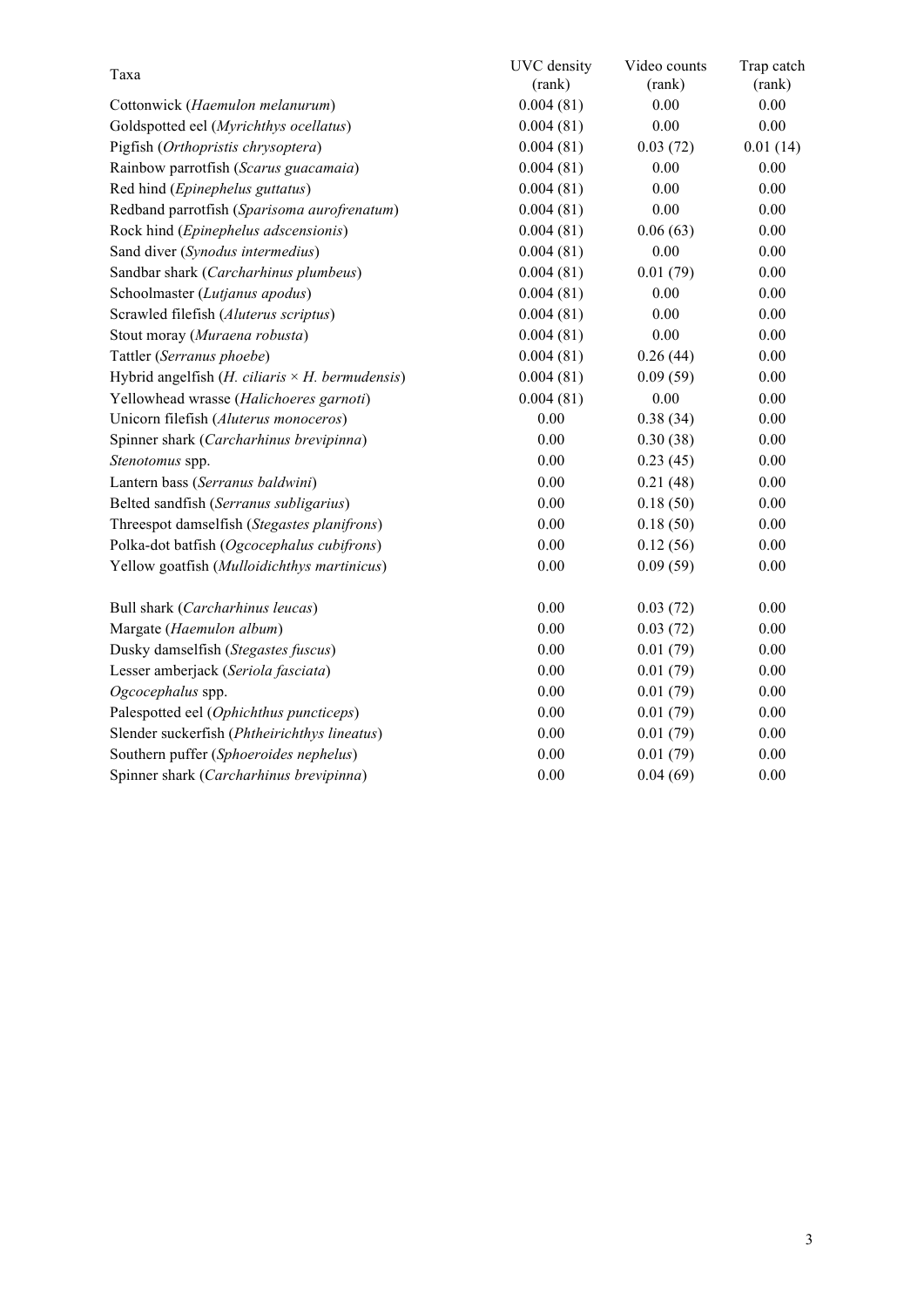| Taxa | UVC density (rank) | Video counts (rank) | Trap catch (rank) |
|---|---|---|---|
| Cottonwick (*Haemulon melanurum*) | 0.004 (81) | 0.00 | 0.00 |
| Goldspotted eel (*Myrichthys ocellatus*) | 0.004 (81) | 0.00 | 0.00 |
| Pigfish (*Orthopristis chrysoptera*) | 0.004 (81) | 0.03 (72) | 0.01 (14) |
| Rainbow parrotfish (*Scarus guacamaia*) | 0.004 (81) | 0.00 | 0.00 |
| Red hind (*Epinephelus guttatus*) | 0.004 (81) | 0.00 | 0.00 |
| Redband parrotfish (*Sparisoma aurofrenatum*) | 0.004 (81) | 0.00 | 0.00 |
| Rock hind (*Epinephelus adscensionis*) | 0.004 (81) | 0.06 (63) | 0.00 |
| Sand diver (*Synodus intermedius*) | 0.004 (81) | 0.00 | 0.00 |
| Sandbar shark (*Carcharhinus plumbeus*) | 0.004 (81) | 0.01 (79) | 0.00 |
| Schoolmaster (*Lutjanus apodus*) | 0.004 (81) | 0.00 | 0.00 |
| Scrawled filefish (*Aluterus scriptus*) | 0.004 (81) | 0.00 | 0.00 |
| Stout moray (*Muraena robusta*) | 0.004 (81) | 0.00 | 0.00 |
| Tattler (*Serranus phoebe*) | 0.004 (81) | 0.26 (44) | 0.00 |
| Hybrid angelfish (*H. ciliaris* × *H. bermudensis*) | 0.004 (81) | 0.09 (59) | 0.00 |
| Yellowhead wrasse (*Halichoeres garnoti*) | 0.004 (81) | 0.00 | 0.00 |
| Unicorn filefish (*Aluterus monoceros*) | 0.00 | 0.38 (34) | 0.00 |
| Spinner shark (*Carcharhinus brevipinna*) | 0.00 | 0.30 (38) | 0.00 |
| *Stenotomus* spp. | 0.00 | 0.23 (45) | 0.00 |
| Lantern bass (*Serranus baldwini*) | 0.00 | 0.21 (48) | 0.00 |
| Belted sandfish (*Serranus subligarius*) | 0.00 | 0.18 (50) | 0.00 |
| Threespot damselfish (*Stegastes planifrons*) | 0.00 | 0.18 (50) | 0.00 |
| Polka-dot batfish (*Ogcocephalus cubifrons*) | 0.00 | 0.12 (56) | 0.00 |
| Yellow goatfish (*Mulloidichthys martinicus*) | 0.00 | 0.09 (59) | 0.00 |
| Bull shark (*Carcharhinus leucas*) | 0.00 | 0.03 (72) | 0.00 |
| Margate (*Haemulon album*) | 0.00 | 0.03 (72) | 0.00 |
| Dusky damselfish (*Stegastes fuscus*) | 0.00 | 0.01 (79) | 0.00 |
| Lesser amberjack (*Seriola fasciata*) | 0.00 | 0.01 (79) | 0.00 |
| *Ogcocephalus* spp. | 0.00 | 0.01 (79) | 0.00 |
| Palespotted eel (*Ophichthus puncticeps*) | 0.00 | 0.01 (79) | 0.00 |
| Slender suckerfish (*Phtheirichthys lineatus*) | 0.00 | 0.01 (79) | 0.00 |
| Southern puffer (*Sphoeroides nephelus*) | 0.00 | 0.01 (79) | 0.00 |
| Spinner shark (*Carcharhinus brevipinna*) | 0.00 | 0.04 (69) | 0.00 |